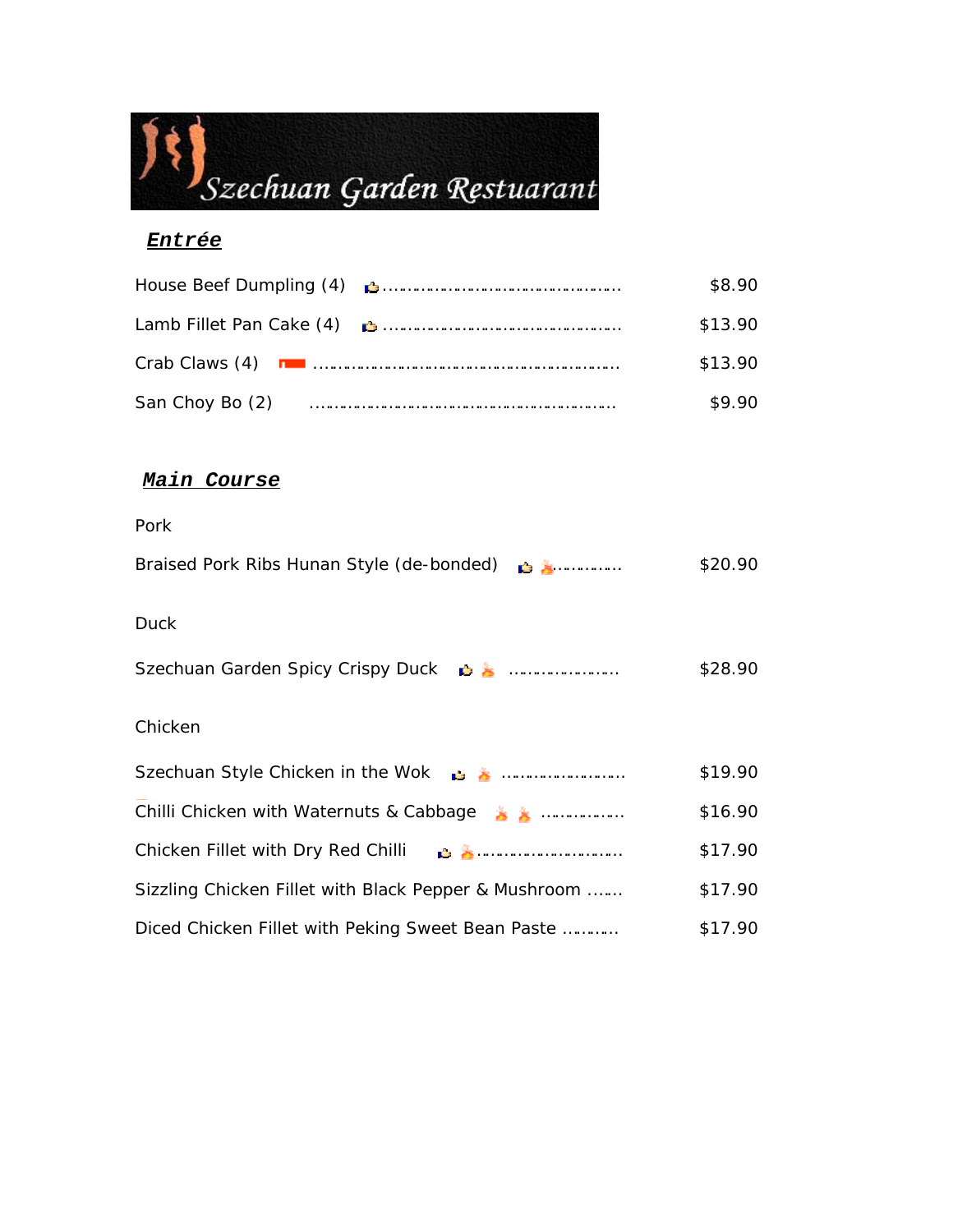# Szechuan Garden Restuarant

## *Entrée*

| Item | Price |
| --- | --- |
| House Beef Dumpling (4) | $8.90 |
| Lamb Fillet Pan Cake (4) | $13.90 |
| Crab Claws (4) | $13.90 |
| San Choy Bo (2) | $9.90 |

## *Main Course*

### Pork

| Item | Price |
| --- | --- |
| Braised Pork Ribs Hunan Style (de-bonded) | $20.90 |

### Duck

| Item | Price |
| --- | --- |
| Szechuan Garden Spicy Crispy Duck | $28.90 |

### Chicken

| Item | Price |
| --- | --- |
| Szechuan Style Chicken in the Wok | $19.90 |
| Chilli Chicken with Waternuts & Cabbage | $16.90 |
| Chicken Fillet with Dry Red Chilli | $17.90 |
| Sizzling Chicken Fillet with Black Pepper & Mushroom | $17.90 |
| Diced Chicken Fillet with Peking Sweet Bean Paste | $17.90 |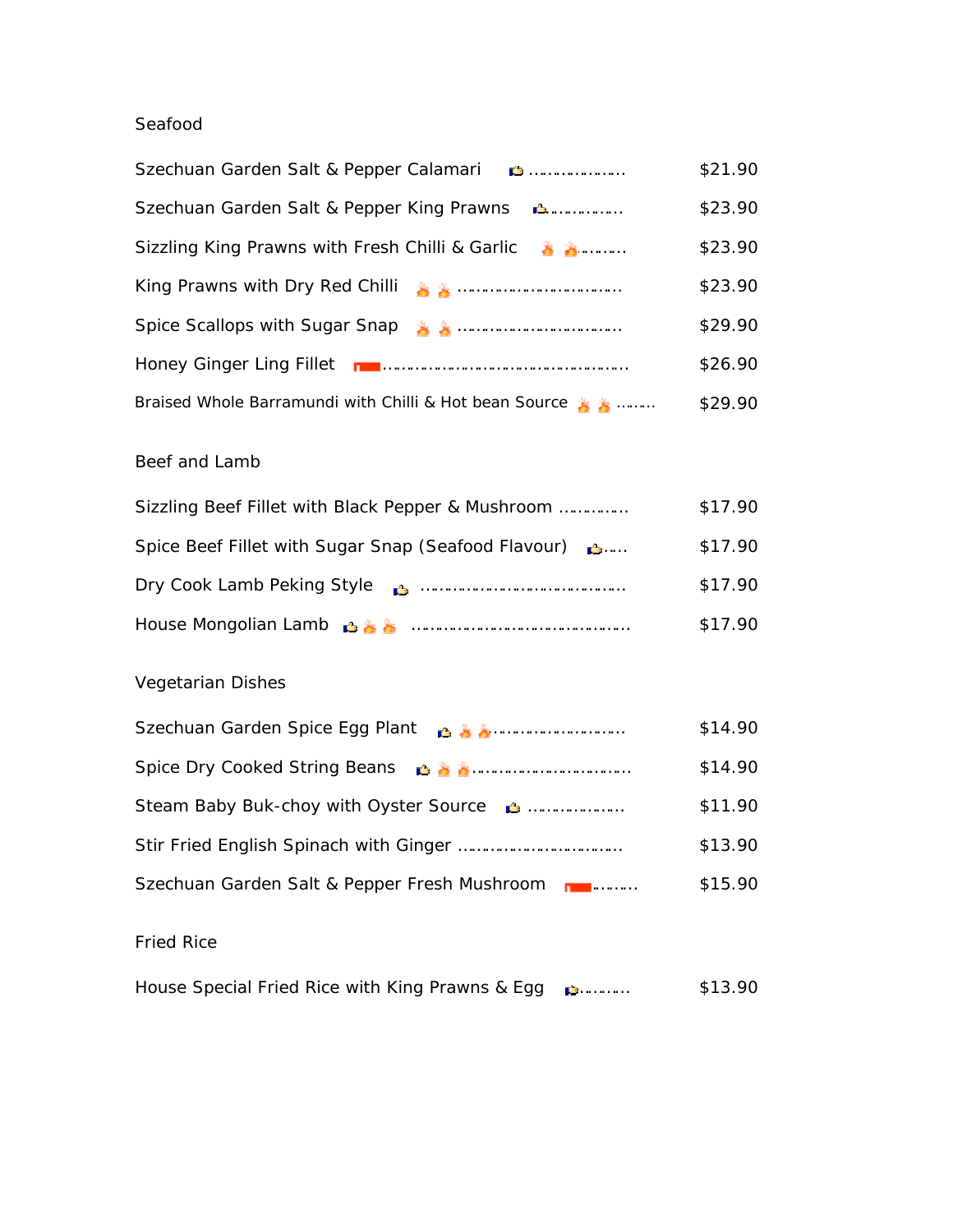## Seafood

| | |
|---|---|
| Szechuan Garden Salt & Pepper Calamari ………………. | $21.90 |
| Szechuan Garden Salt & Pepper King Prawns …………… | $23.90 |
| Sizzling King Prawns with Fresh Chilli & Garlic ……… | $23.90 |
| King Prawns with Dry Red Chilli …………………………… | $23.90 |
| Spice Scallops with Sugar Snap …………………………… | $29.90 |
| Honey Ginger Ling Fillet ………………………………………… | $26.90 |
| Braised Whole Barramundi with Chilli & Hot bean Source …….. | $29.90 |

## Beef and Lamb

| | |
|---|---|
| Sizzling Beef Fillet with Black Pepper & Mushroom ………… | $17.90 |
| Spice Beef Fillet with Sugar Snap (Seafood Flavour) ….. | $17.90 |
| Dry Cook Lamb Peking Style ………………………………… | $17.90 |
| House Mongolian Lamb …………………………………… | $17.90 |

## Vegetarian Dishes

| | |
|---|---|
| Szechuan Garden Spice Egg Plant ……………………… | $14.90 |
| Spice Dry Cooked String Beans ………………………… | $14.90 |
| Steam Baby Buk-choy with Oyster Source ………………. | $11.90 |
| Stir Fried English Spinach with Ginger …………………………… | $13.90 |
| Szechuan Garden Salt & Pepper Fresh Mushroom ……… | $15.90 |

## Fried Rice

| | |
|---|---|
| House Special Fried Rice with King Prawns & Egg ……….. | $13.90 |